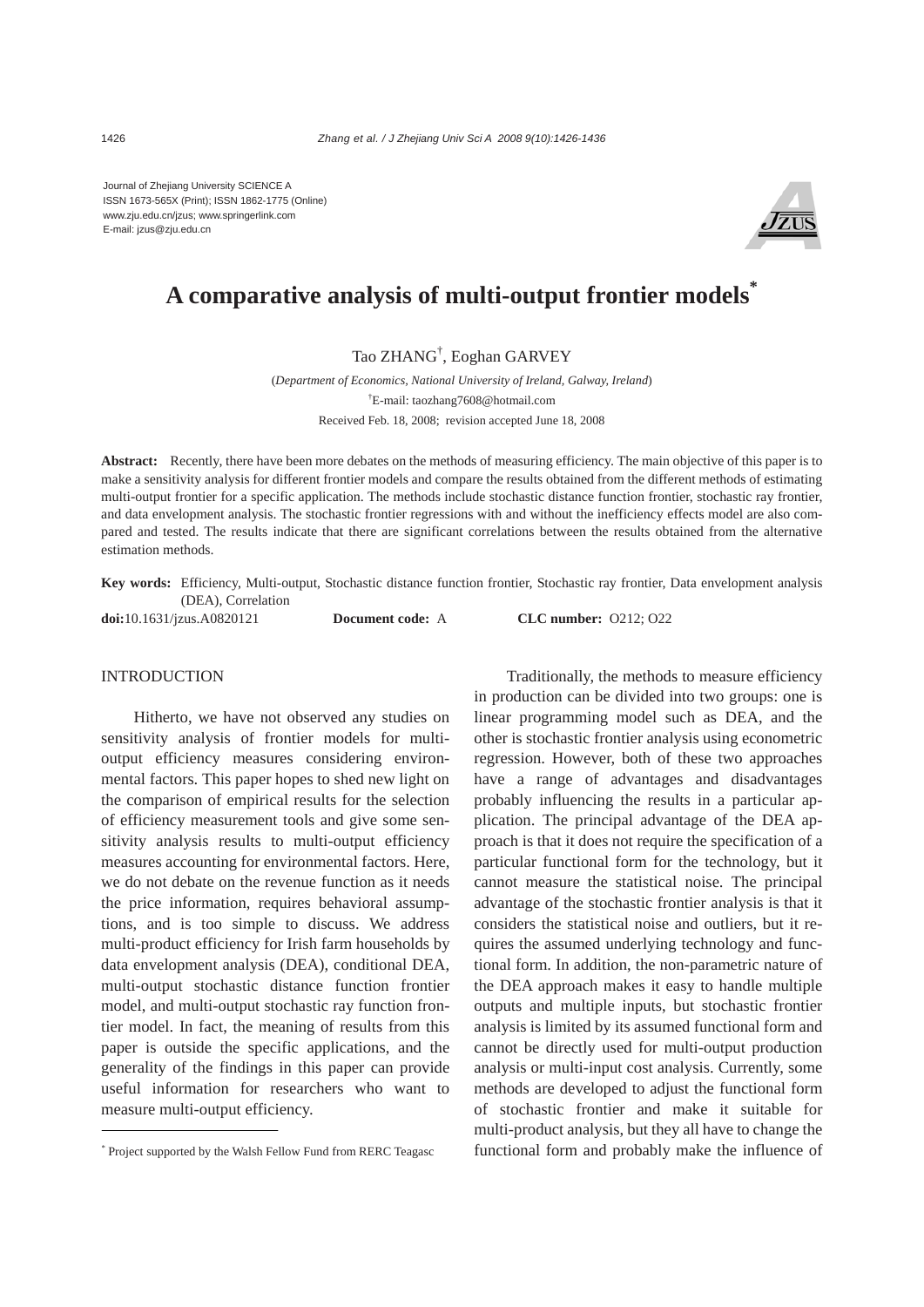Journal of Zhejiang University SCIENCE A
ISSN 1673-565X (Print); ISSN 1862-1775 (Online)
www.zju.edu.cn/jzus; www.springerlink.com
E-mail: jzus@zju.edu.cn

# A comparative analysis of multi-output frontier models*

Tao ZHANG†, Eoghan GARVEY

(*Department of Economics, National University of Ireland, Galway, Ireland*)

†E-mail: taozhang7608@hotmail.com

Received Feb. 18, 2008; revision accepted June 18, 2008

**Abstract:** Recently, there have been more debates on the methods of measuring efficiency. The main objective of this paper is to make a sensitivity analysis for different frontier models and compare the results obtained from the different methods of estimating multi-output frontier for a specific application. The methods include stochastic distance function frontier, stochastic ray frontier, and data envelopment analysis. The stochastic frontier regressions with and without the inefficiency effects model are also compared and tested. The results indicate that there are significant correlations between the results obtained from the alternative estimation methods.

**Key words:** Efficiency, Multi-output, Stochastic distance function frontier, Stochastic ray frontier, Data envelopment analysis (DEA), Correlation

**doi:**10.1631/jzus.A0820121 **Document code:** A **CLC number:** O212; O22

## INTRODUCTION

Hitherto, we have not observed any studies on sensitivity analysis of frontier models for multi-output efficiency measures considering environmental factors. This paper hopes to shed new light on the comparison of empirical results for the selection of efficiency measurement tools and give some sensitivity analysis results to multi-output efficiency measures accounting for environmental factors. Here, we do not debate on the revenue function as it needs the price information, requires behavioral assumptions, and is too simple to discuss. We address multi-product efficiency for Irish farm households by data envelopment analysis (DEA), conditional DEA, multi-output stochastic distance function frontier model, and multi-output stochastic ray function frontier model. In fact, the meaning of results from this paper is outside the specific applications, and the generality of the findings in this paper can provide useful information for researchers who want to measure multi-output efficiency.

Traditionally, the methods to measure efficiency in production can be divided into two groups: one is linear programming model such as DEA, and the other is stochastic frontier analysis using econometric regression. However, both of these two approaches have a range of advantages and disadvantages probably influencing the results in a particular application. The principal advantage of the DEA approach is that it does not require the specification of a particular functional form for the technology, but it cannot measure the statistical noise. The principal advantage of the stochastic frontier analysis is that it considers the statistical noise and outliers, but it requires the assumed underlying technology and functional form. In addition, the non-parametric nature of the DEA approach makes it easy to handle multiple outputs and multiple inputs, but stochastic frontier analysis is limited by its assumed functional form and cannot be directly used for multi-output production analysis or multi-input cost analysis. Currently, some methods are developed to adjust the functional form of stochastic frontier and make it suitable for multi-product analysis, but they all have to change the functional form and probably make the influence of

* Project supported by the Walsh Fellow Fund from RERC Teagasc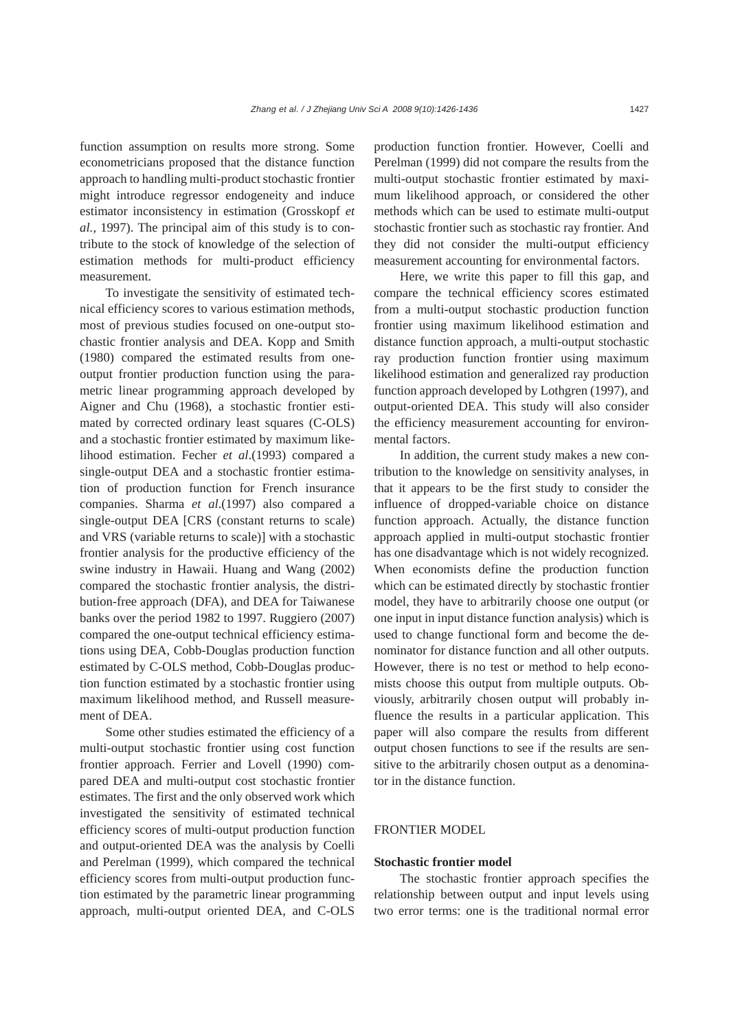function assumption on results more strong. Some econometricians proposed that the distance function approach to handling multi-product stochastic frontier might introduce regressor endogeneity and induce estimator inconsistency in estimation (Grosskopf *et al.*, 1997). The principal aim of this study is to contribute to the stock of knowledge of the selection of estimation methods for multi-product efficiency measurement.

To investigate the sensitivity of estimated technical efficiency scores to various estimation methods, most of previous studies focused on one-output stochastic frontier analysis and DEA. Kopp and Smith (1980) compared the estimated results from one-output frontier production function using the parametric linear programming approach developed by Aigner and Chu (1968), a stochastic frontier estimated by corrected ordinary least squares (C-OLS) and a stochastic frontier estimated by maximum likelihood estimation. Fecher *et al*.(1993) compared a single-output DEA and a stochastic frontier estimation of production function for French insurance companies. Sharma *et al*.(1997) also compared a single-output DEA [CRS (constant returns to scale) and VRS (variable returns to scale)] with a stochastic frontier analysis for the productive efficiency of the swine industry in Hawaii. Huang and Wang (2002) compared the stochastic frontier analysis, the distribution-free approach (DFA), and DEA for Taiwanese banks over the period 1982 to 1997. Ruggiero (2007) compared the one-output technical efficiency estimations using DEA, Cobb-Douglas production function estimated by C-OLS method, Cobb-Douglas production function estimated by a stochastic frontier using maximum likelihood method, and Russell measurement of DEA.

Some other studies estimated the efficiency of a multi-output stochastic frontier using cost function frontier approach. Ferrier and Lovell (1990) compared DEA and multi-output cost stochastic frontier estimates. The first and the only observed work which investigated the sensitivity of estimated technical efficiency scores of multi-output production function and output-oriented DEA was the analysis by Coelli and Perelman (1999), which compared the technical efficiency scores from multi-output production function estimated by the parametric linear programming approach, multi-output oriented DEA, and C-OLS production function frontier. However, Coelli and Perelman (1999) did not compare the results from the multi-output stochastic frontier estimated by maximum likelihood approach, or considered the other methods which can be used to estimate multi-output stochastic frontier such as stochastic ray frontier. And they did not consider the multi-output efficiency measurement accounting for environmental factors.

Here, we write this paper to fill this gap, and compare the technical efficiency scores estimated from a multi-output stochastic production function frontier using maximum likelihood estimation and distance function approach, a multi-output stochastic ray production function frontier using maximum likelihood estimation and generalized ray production function approach developed by Lothgren (1997), and output-oriented DEA. This study will also consider the efficiency measurement accounting for environmental factors.

In addition, the current study makes a new contribution to the knowledge on sensitivity analyses, in that it appears to be the first study to consider the influence of dropped-variable choice on distance function approach. Actually, the distance function approach applied in multi-output stochastic frontier has one disadvantage which is not widely recognized. When economists define the production function which can be estimated directly by stochastic frontier model, they have to arbitrarily choose one output (or one input in input distance function analysis) which is used to change functional form and become the denominator for distance function and all other outputs. However, there is no test or method to help economists choose this output from multiple outputs. Obviously, arbitrarily chosen output will probably influence the results in a particular application. This paper will also compare the results from different output chosen functions to see if the results are sensitive to the arbitrarily chosen output as a denominator in the distance function.

## FRONTIER MODEL

### Stochastic frontier model

The stochastic frontier approach specifies the relationship between output and input levels using two error terms: one is the traditional normal error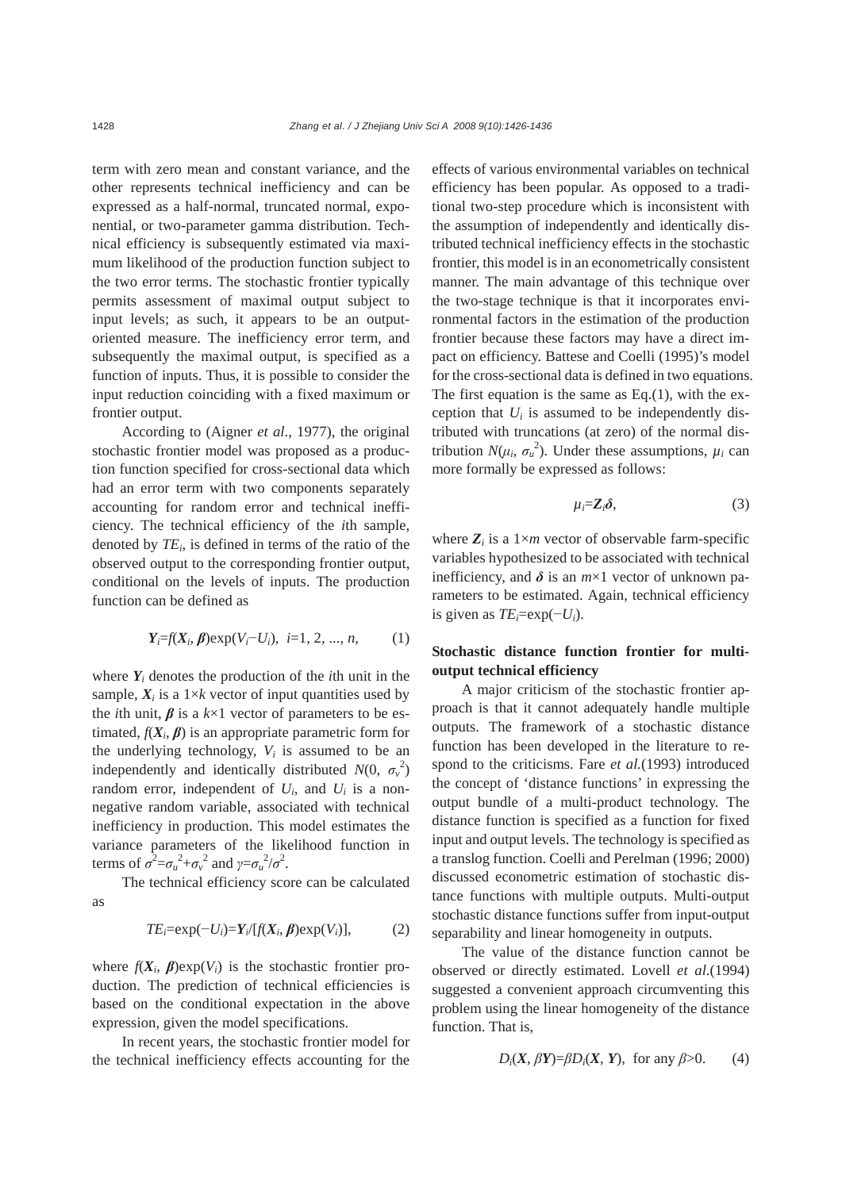term with zero mean and constant variance, and the other represents technical inefficiency and can be expressed as a half-normal, truncated normal, exponential, or two-parameter gamma distribution. Technical efficiency is subsequently estimated via maximum likelihood of the production function subject to the two error terms. The stochastic frontier typically permits assessment of maximal output subject to input levels; as such, it appears to be an output-oriented measure. The inefficiency error term, and subsequently the maximal output, is specified as a function of inputs. Thus, it is possible to consider the input reduction coinciding with a fixed maximum or frontier output.

According to (Aigner *et al*., 1977), the original stochastic frontier model was proposed as a production function specified for cross-sectional data which had an error term with two components separately accounting for random error and technical inefficiency. The technical efficiency of the *i*th sample, denoted by $TE_i$, is defined in terms of the ratio of the observed output to the corresponding frontier output, conditional on the levels of inputs. The production function can be defined as

$$\boldsymbol{Y}_i=f(\boldsymbol{X}_i, \boldsymbol{\beta})\exp(V_i-U_i),\ \ i=1, 2, ..., n, \tag{1}$$

where $\boldsymbol{Y}_i$ denotes the production of the *i*th unit in the sample, $\boldsymbol{X}_i$ is a $1\times k$ vector of input quantities used by the *i*th unit, $\boldsymbol{\beta}$ is a $k\times 1$ vector of parameters to be estimated, $f(\boldsymbol{X}_i, \boldsymbol{\beta})$ is an appropriate parametric form for the underlying technology, $V_i$ is assumed to be an independently and identically distributed $N(0, \sigma_v^2)$ random error, independent of $U_i$, and $U_i$ is a non-negative random variable, associated with technical inefficiency in production. This model estimates the variance parameters of the likelihood function in terms of $\sigma^2=\sigma_u^2+\sigma_v^2$ and $\gamma=\sigma_u^2/\sigma^2$.

The technical efficiency score can be calculated as

$$TE_i=\exp(-U_i)=\boldsymbol{Y}_i/[f(\boldsymbol{X}_i, \boldsymbol{\beta})\exp(V_i)], \tag{2}$$

where $f(\boldsymbol{X}_i, \boldsymbol{\beta})\exp(V_i)$ is the stochastic frontier production. The prediction of technical efficiencies is based on the conditional expectation in the above expression, given the model specifications.

In recent years, the stochastic frontier model for the technical inefficiency effects accounting for the effects of various environmental variables on technical efficiency has been popular. As opposed to a traditional two-step procedure which is inconsistent with the assumption of independently and identically distributed technical inefficiency effects in the stochastic frontier, this model is in an econometrically consistent manner. The main advantage of this technique over the two-stage technique is that it incorporates environmental factors in the estimation of the production frontier because these factors may have a direct impact on efficiency. Battese and Coelli (1995)'s model for the cross-sectional data is defined in two equations. The first equation is the same as Eq.(1), with the exception that $U_i$ is assumed to be independently distributed with truncations (at zero) of the normal distribution $N(\mu_i, \sigma_u^2)$. Under these assumptions, $\mu_i$ can more formally be expressed as follows:

$$\mu_i=\boldsymbol{Z}_i\boldsymbol{\delta}, \tag{3}$$

where $\boldsymbol{Z}_i$ is a $1\times m$ vector of observable farm-specific variables hypothesized to be associated with technical inefficiency, and $\boldsymbol{\delta}$ is an $m\times 1$ vector of unknown parameters to be estimated. Again, technical efficiency is given as $TE_i=\exp(-U_i)$.

### Stochastic distance function frontier for multi-output technical efficiency

A major criticism of the stochastic frontier approach is that it cannot adequately handle multiple outputs. The framework of a stochastic distance function has been developed in the literature to respond to the criticisms. Fare *et al.*(1993) introduced the concept of 'distance functions' in expressing the output bundle of a multi-product technology. The distance function is specified as a function for fixed input and output levels. The technology is specified as a translog function. Coelli and Perelman (1996; 2000) discussed econometric estimation of stochastic distance functions with multiple outputs. Multi-output stochastic distance functions suffer from input-output separability and linear homogeneity in outputs.

The value of the distance function cannot be observed or directly estimated. Lovell *et al*.(1994) suggested a convenient approach circumventing this problem using the linear homogeneity of the distance function. That is,

$$D_i(\boldsymbol{X}, \beta\boldsymbol{Y})=\beta D_i(\boldsymbol{X}, \boldsymbol{Y}),\ \ \text{for any } \beta>0. \tag{4}$$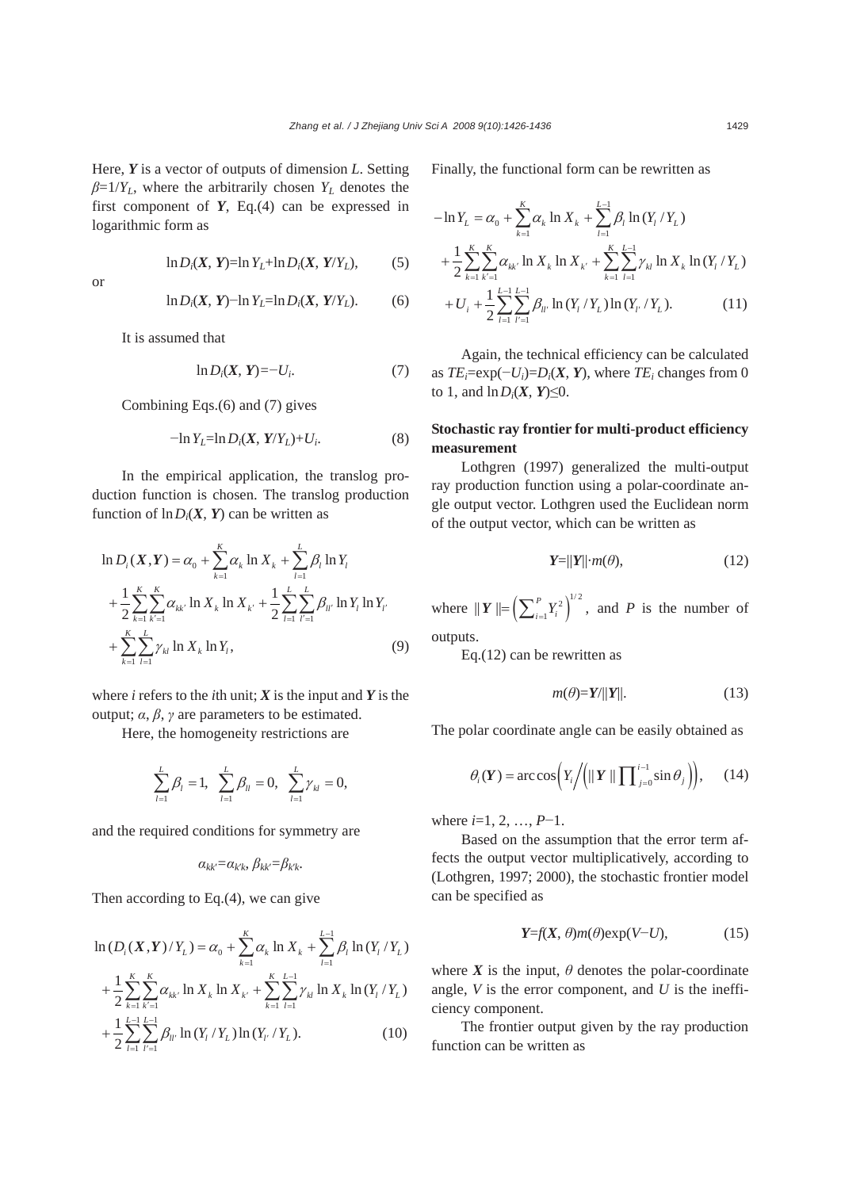Here, $\boldsymbol{Y}$ is a vector of outputs of dimension $L$. Setting $\beta=1/Y_L$, where the arbitrarily chosen $Y_L$ denotes the first component of $\boldsymbol{Y}$, Eq.(4) can be expressed in logarithmic form as

$$\ln D_i(\boldsymbol{X}, \boldsymbol{Y})=\ln Y_L+\ln D_i(\boldsymbol{X}, \boldsymbol{Y}/Y_L), \tag{5}$$

or

$$\ln D_i(\boldsymbol{X}, \boldsymbol{Y})-\ln Y_L=\ln D_i(\boldsymbol{X}, \boldsymbol{Y}/Y_L). \tag{6}$$

It is assumed that

$$\ln D_i(\boldsymbol{X}, \boldsymbol{Y})=-U_i. \tag{7}$$

Combining Eqs.(6) and (7) gives

$$-\ln Y_L=\ln D_i(\boldsymbol{X}, \boldsymbol{Y}/Y_L)+U_i. \tag{8}$$

In the empirical application, the translog production function is chosen. The translog production function of $\ln D_i(\boldsymbol{X}, \boldsymbol{Y})$ can be written as

$$\begin{aligned}\ln D_i(\boldsymbol{X},\boldsymbol{Y}) &= \alpha_0 + \sum_{k=1}^{K}\alpha_k \ln X_k + \sum_{l=1}^{L}\beta_l \ln Y_l \\ &+ \frac{1}{2}\sum_{k=1}^{K}\sum_{k'=1}^{K}\alpha_{kk'}\ln X_k \ln X_{k'} + \frac{1}{2}\sum_{l=1}^{L}\sum_{l'=1}^{L}\beta_{ll'}\ln Y_l \ln Y_{l'} \\ &+ \sum_{k=1}^{K}\sum_{l=1}^{L}\gamma_{kl}\ln X_k \ln Y_l,\end{aligned} \tag{9}$$

where $i$ refers to the $i$th unit; $\boldsymbol{X}$ is the input and $\boldsymbol{Y}$ is the output; $\alpha$, $\beta$, $\gamma$ are parameters to be estimated.

Here, the homogeneity restrictions are

$$\sum_{l=1}^{L}\beta_l = 1,\ \ \sum_{l=1}^{L}\beta_{ll} = 0,\ \ \sum_{l=1}^{L}\gamma_{kl} = 0,$$

and the required conditions for symmetry are

$$\alpha_{kk'}=\alpha_{k'k},\ \beta_{kk'}=\beta_{k'k}.$$

Then according to Eq.(4), we can give

$$\begin{aligned}\ln(D_i(\boldsymbol{X},\boldsymbol{Y})/Y_L) &= \alpha_0 + \sum_{k=1}^{K}\alpha_k \ln X_k + \sum_{l=1}^{L-1}\beta_l \ln(Y_l/Y_L) \\ &+ \frac{1}{2}\sum_{k=1}^{K}\sum_{k'=1}^{K}\alpha_{kk'}\ln X_k \ln X_{k'} + \sum_{k=1}^{K}\sum_{l=1}^{L-1}\gamma_{kl}\ln X_k \ln(Y_l/Y_L) \\ &+ \frac{1}{2}\sum_{l=1}^{L-1}\sum_{l'=1}^{L-1}\beta_{ll'}\ln(Y_l/Y_L)\ln(Y_{l'}/Y_L).\end{aligned} \tag{10}$$

Finally, the functional form can be rewritten as

$$\begin{aligned}-\ln Y_L &= \alpha_0 + \sum_{k=1}^{K}\alpha_k \ln X_k + \sum_{l=1}^{L-1}\beta_l \ln(Y_l/Y_L) \\ &+ \frac{1}{2}\sum_{k=1}^{K}\sum_{k'=1}^{K}\alpha_{kk'}\ln X_k \ln X_{k'} + \sum_{k=1}^{K}\sum_{l=1}^{L-1}\gamma_{kl}\ln X_k \ln(Y_l/Y_L) \\ &+ U_i + \frac{1}{2}\sum_{l=1}^{L-1}\sum_{l'=1}^{L-1}\beta_{ll'}\ln(Y_l/Y_L)\ln(Y_{l'}/Y_L).\end{aligned} \tag{11}$$

Again, the technical efficiency can be calculated as $TE_i=\exp(-U_i)=D_i(\boldsymbol{X}, \boldsymbol{Y})$, where $TE_i$ changes from 0 to 1, and $\ln D_i(\boldsymbol{X}, \boldsymbol{Y})\leq 0$.

### Stochastic ray frontier for multi-product efficiency measurement

Lothgren (1997) generalized the multi-output ray production function using a polar-coordinate angle output vector. Lothgren used the Euclidean norm of the output vector, which can be written as

$$\boldsymbol{Y}=\|\boldsymbol{Y}\|\cdot m(\theta), \tag{12}$$

where $\|\boldsymbol{Y}\|=\left(\sum_{i=1}^{P}Y_i^2\right)^{1/2}$, and $P$ is the number of outputs.

Eq.(12) can be rewritten as

$$m(\theta)=\boldsymbol{Y}/\|\boldsymbol{Y}\|. \tag{13}$$

The polar coordinate angle can be easily obtained as

$$\theta_i(\boldsymbol{Y}) = \arccos\left(Y_i \Big/ \left(\|\boldsymbol{Y}\|\prod_{j=0}^{i-1}\sin\theta_j\right)\right), \tag{14}$$

where $i=1, 2, \ldots, P-1$.

Based on the assumption that the error term affects the output vector multiplicatively, according to (Lothgren, 1997; 2000), the stochastic frontier model can be specified as

$$\boldsymbol{Y}=f(\boldsymbol{X}, \theta)m(\theta)\exp(V-U), \tag{15}$$

where $\boldsymbol{X}$ is the input, $\theta$ denotes the polar-coordinate angle, $V$ is the error component, and $U$ is the inefficiency component.

The frontier output given by the ray production function can be written as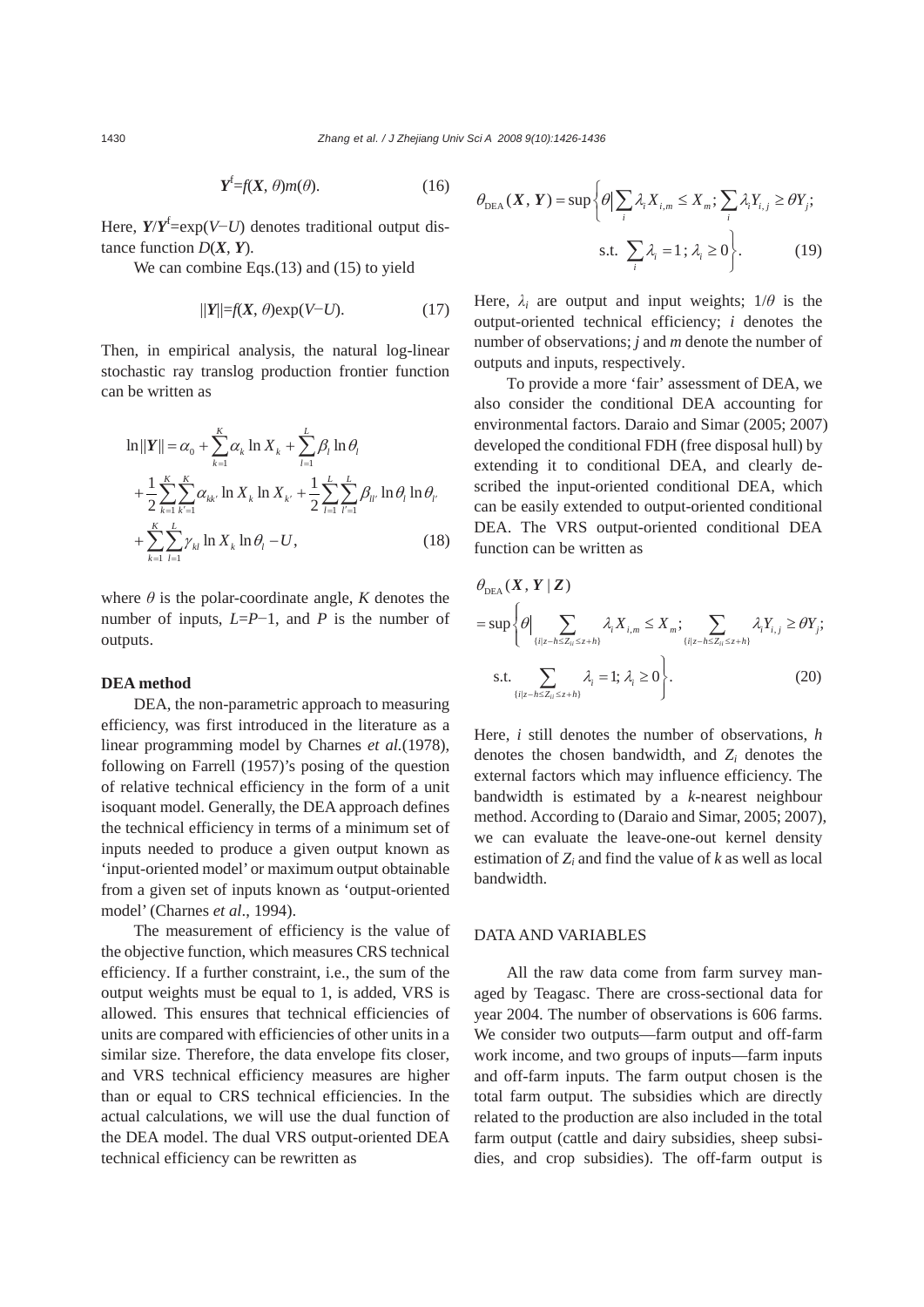$$\boldsymbol{Y}^{\mathrm{f}}=f(\boldsymbol{X},\theta)m(\theta). \tag{16}$$

Here, $\boldsymbol{Y}/\boldsymbol{Y}^{\mathrm{f}}=\exp(V-U)$ denotes traditional output distance function $D(\boldsymbol{X}, \boldsymbol{Y})$.

We can combine Eqs.(13) and (15) to yield

$$\|\boldsymbol{Y}\|=f(\boldsymbol{X},\theta)\exp(V-U). \tag{17}$$

Then, in empirical analysis, the natural log-linear stochastic ray translog production frontier function can be written as

$$\begin{aligned}\ln\|\boldsymbol{Y}\| &= \alpha_0+\sum_{k=1}^{K}\alpha_k\ln X_k+\sum_{l=1}^{L}\beta_l\ln\theta_l \\ &+\frac{1}{2}\sum_{k=1}^{K}\sum_{k'=1}^{K}\alpha_{kk'}\ln X_k\ln X_{k'}+\frac{1}{2}\sum_{l=1}^{L}\sum_{l'=1}^{L}\beta_{ll'}\ln\theta_l\ln\theta_{l'} \\ &+\sum_{k=1}^{K}\sum_{l=1}^{L}\gamma_{kl}\ln X_k\ln\theta_l-U,\end{aligned} \tag{18}$$

where $\theta$ is the polar-coordinate angle, $K$ denotes the number of inputs, $L=P-1$, and $P$ is the number of outputs.

### DEA method

DEA, the non-parametric approach to measuring efficiency, was first introduced in the literature as a linear programming model by Charnes *et al.*(1978), following on Farrell (1957)'s posing of the question of relative technical efficiency in the form of a unit isoquant model. Generally, the DEA approach defines the technical efficiency in terms of a minimum set of inputs needed to produce a given output known as 'input-oriented model' or maximum output obtainable from a given set of inputs known as 'output-oriented model' (Charnes *et al*., 1994).

The measurement of efficiency is the value of the objective function, which measures CRS technical efficiency. If a further constraint, i.e., the sum of the output weights must be equal to 1, is added, VRS is allowed. This ensures that technical efficiencies of units are compared with efficiencies of other units in a similar size. Therefore, the data envelope fits closer, and VRS technical efficiency measures are higher than or equal to CRS technical efficiencies. In the actual calculations, we will use the dual function of the DEA model. The dual VRS output-oriented DEA technical efficiency can be rewritten as

$$\theta_{\mathrm{DEA}}(\boldsymbol{X},\boldsymbol{Y})=\sup\left\{\theta \,\Big|\, \sum_i\lambda_i X_{i,m}\le X_m;\ \sum_i\lambda_i Y_{i,j}\ge\theta Y_j;\ \text{s.t.}\ \sum_i\lambda_i=1;\ \lambda_i\ge 0\right\}. \tag{19}$$

Here, $\lambda_i$ are output and input weights; $1/\theta$ is the output-oriented technical efficiency; $i$ denotes the number of observations; $j$ and $m$ denote the number of outputs and inputs, respectively.

To provide a more 'fair' assessment of DEA, we also consider the conditional DEA accounting for environmental factors. Daraio and Simar (2005; 2007) developed the conditional FDH (free disposal hull) by extending it to conditional DEA, and clearly described the input-oriented conditional DEA, which can be easily extended to output-oriented conditional DEA. The VRS output-oriented conditional DEA function can be written as

$$\begin{aligned}&\theta_{\mathrm{DEA}}(\boldsymbol{X},\boldsymbol{Y}\,|\,\boldsymbol{Z}) \\ &=\sup\left\{\theta \,\Big|\, \sum_{\{i|z-h\le Z_{ii}\le z+h\}}\lambda_i X_{i,m}\le X_m;\ \sum_{\{i|z-h\le Z_{ii}\le z+h\}}\lambda_i Y_{i,j}\ge\theta Y_j;\right. \\ &\qquad \left.\text{s.t.}\ \sum_{\{i|z-h\le Z_{ii}\le z+h\}}\lambda_i=1;\ \lambda_i\ge 0\right\}.\end{aligned} \tag{20}$$

Here, $i$ still denotes the number of observations, $h$ denotes the chosen bandwidth, and $Z_i$ denotes the external factors which may influence efficiency. The bandwidth is estimated by a $k$-nearest neighbour method. According to (Daraio and Simar, 2005; 2007), we can evaluate the leave-one-out kernel density estimation of $Z_i$ and find the value of $k$ as well as local bandwidth.

## DATA AND VARIABLES

All the raw data come from farm survey managed by Teagasc. There are cross-sectional data for year 2004. The number of observations is 606 farms. We consider two outputs—farm output and off-farm work income, and two groups of inputs—farm inputs and off-farm inputs. The farm output chosen is the total farm output. The subsidies which are directly related to the production are also included in the total farm output (cattle and dairy subsidies, sheep subsidies, and crop subsidies). The off-farm output is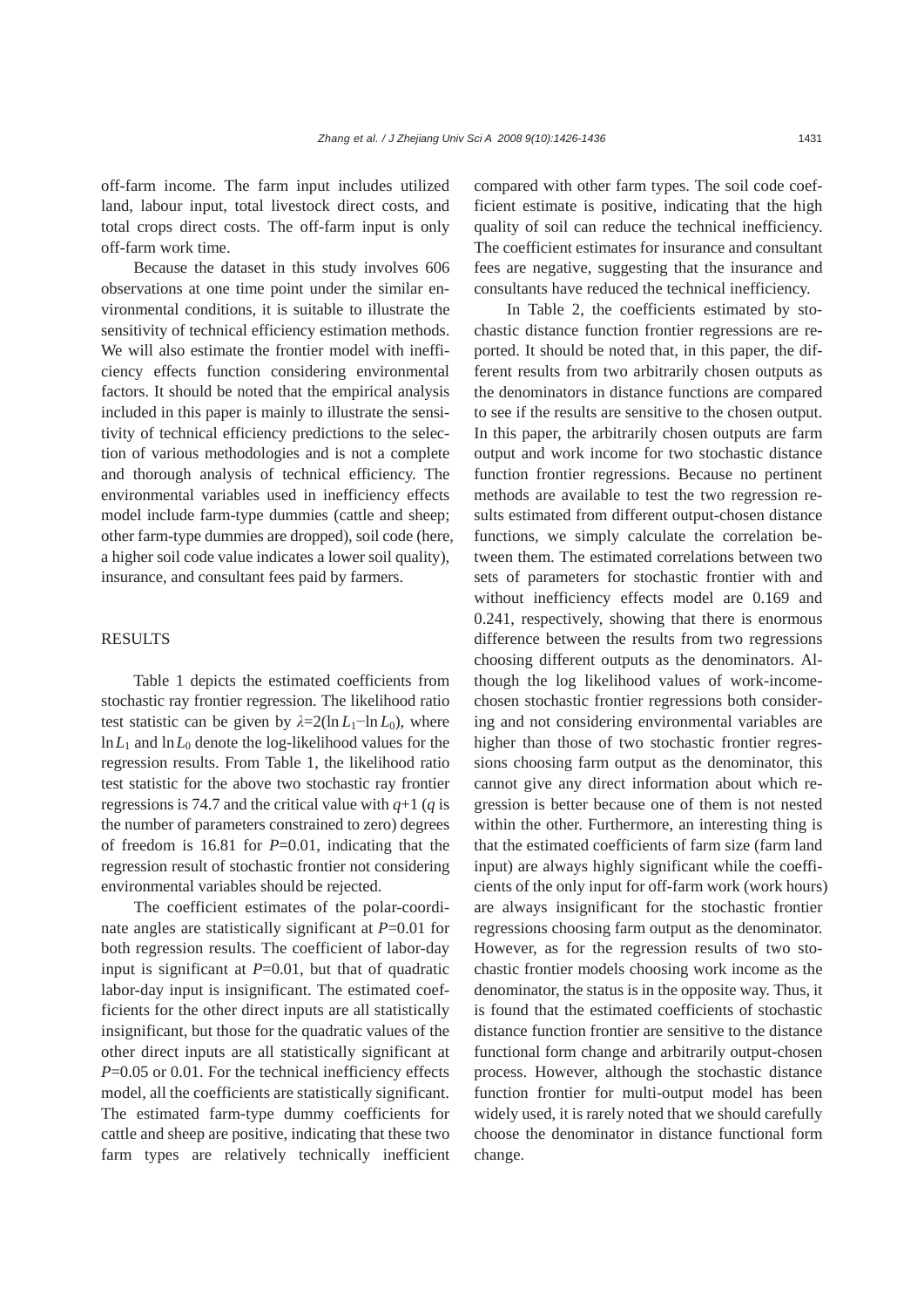off-farm income. The farm input includes utilized land, labour input, total livestock direct costs, and total crops direct costs. The off-farm input is only off-farm work time.

Because the dataset in this study involves 606 observations at one time point under the similar environmental conditions, it is suitable to illustrate the sensitivity of technical efficiency estimation methods. We will also estimate the frontier model with inefficiency effects function considering environmental factors. It should be noted that the empirical analysis included in this paper is mainly to illustrate the sensitivity of technical efficiency predictions to the selection of various methodologies and is not a complete and thorough analysis of technical efficiency. The environmental variables used in inefficiency effects model include farm-type dummies (cattle and sheep; other farm-type dummies are dropped), soil code (here, a higher soil code value indicates a lower soil quality), insurance, and consultant fees paid by farmers.

## RESULTS

Table 1 depicts the estimated coefficients from stochastic ray frontier regression. The likelihood ratio test statistic can be given by $\lambda=2(\ln L_1-\ln L_0)$, where $\ln L_1$ and $\ln L_0$ denote the log-likelihood values for the regression results. From Table 1, the likelihood ratio test statistic for the above two stochastic ray frontier regressions is 74.7 and the critical value with $q+1$ ($q$ is the number of parameters constrained to zero) degrees of freedom is 16.81 for $P=0.01$, indicating that the regression result of stochastic frontier not considering environmental variables should be rejected.

The coefficient estimates of the polar-coordinate angles are statistically significant at $P=0.01$ for both regression results. The coefficient of labor-day input is significant at $P=0.01$, but that of quadratic labor-day input is insignificant. The estimated coefficients for the other direct inputs are all statistically insignificant, but those for the quadratic values of the other direct inputs are all statistically significant at $P=0.05$ or 0.01. For the technical inefficiency effects model, all the coefficients are statistically significant. The estimated farm-type dummy coefficients for cattle and sheep are positive, indicating that these two farm types are relatively technically inefficient compared with other farm types. The soil code coefficient estimate is positive, indicating that the high quality of soil can reduce the technical inefficiency. The coefficient estimates for insurance and consultant fees are negative, suggesting that the insurance and consultants have reduced the technical inefficiency.

In Table 2, the coefficients estimated by stochastic distance function frontier regressions are reported. It should be noted that, in this paper, the different results from two arbitrarily chosen outputs as the denominators in distance functions are compared to see if the results are sensitive to the chosen output. In this paper, the arbitrarily chosen outputs are farm output and work income for two stochastic distance function frontier regressions. Because no pertinent methods are available to test the two regression results estimated from different output-chosen distance functions, we simply calculate the correlation between them. The estimated correlations between two sets of parameters for stochastic frontier with and without inefficiency effects model are 0.169 and 0.241, respectively, showing that there is enormous difference between the results from two regressions choosing different outputs as the denominators. Although the log likelihood values of work-income-chosen stochastic frontier regressions both considering and not considering environmental variables are higher than those of two stochastic frontier regressions choosing farm output as the denominator, this cannot give any direct information about which regression is better because one of them is not nested within the other. Furthermore, an interesting thing is that the estimated coefficients of farm size (farm land input) are always highly significant while the coefficients of the only input for off-farm work (work hours) are always insignificant for the stochastic frontier regressions choosing farm output as the denominator. However, as for the regression results of two stochastic frontier models choosing work income as the denominator, the status is in the opposite way. Thus, it is found that the estimated coefficients of stochastic distance function frontier are sensitive to the distance functional form change and arbitrarily output-chosen process. However, although the stochastic distance function frontier for multi-output model has been widely used, it is rarely noted that we should carefully choose the denominator in distance functional form change.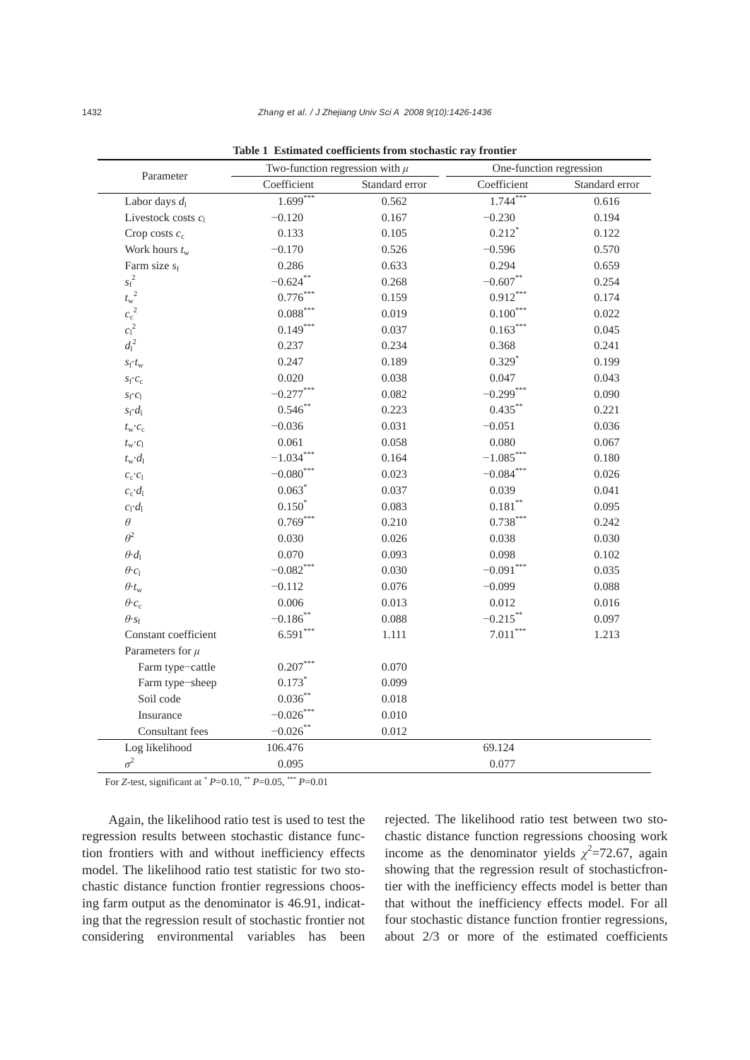**Table 1 Estimated coefficients from stochastic ray frontier**

| Parameter | Two-function regression with $\mu$ | | One-function regression | |
|---|---|---|---|---|
| | Coefficient | Standard error | Coefficient | Standard error |
| Labor days $d_l$ | $1.699^{***}$ | 0.562 | $1.744^{***}$ | 0.616 |
| Livestock costs $c_l$ | −0.120 | 0.167 | −0.230 | 0.194 |
| Crop costs $c_c$ | 0.133 | 0.105 | $0.212^{*}$ | 0.122 |
| Work hours $t_w$ | −0.170 | 0.526 | −0.596 | 0.570 |
| Farm size $s_f$ | 0.286 | 0.633 | 0.294 | 0.659 |
| $s_f^2$ | $-0.624^{**}$ | 0.268 | $-0.607^{**}$ | 0.254 |
| $t_w^2$ | $0.776^{***}$ | 0.159 | $0.912^{***}$ | 0.174 |
| $c_c^2$ | $0.088^{***}$ | 0.019 | $0.100^{***}$ | 0.022 |
| $c_l^2$ | $0.149^{***}$ | 0.037 | $0.163^{***}$ | 0.045 |
| $d_l^2$ | 0.237 | 0.234 | 0.368 | 0.241 |
| $s_f{\cdot}t_w$ | 0.247 | 0.189 | $0.329^{*}$ | 0.199 |
| $s_f{\cdot}c_c$ | 0.020 | 0.038 | 0.047 | 0.043 |
| $s_f{\cdot}c_l$ | $-0.277^{***}$ | 0.082 | $-0.299^{***}$ | 0.090 |
| $s_f{\cdot}d_l$ | $0.546^{**}$ | 0.223 | $0.435^{**}$ | 0.221 |
| $t_w{\cdot}c_c$ | −0.036 | 0.031 | −0.051 | 0.036 |
| $t_w{\cdot}c_l$ | 0.061 | 0.058 | 0.080 | 0.067 |
| $t_w{\cdot}d_l$ | $-1.034^{***}$ | 0.164 | $-1.085^{***}$ | 0.180 |
| $c_c{\cdot}c_l$ | $-0.080^{***}$ | 0.023 | $-0.084^{***}$ | 0.026 |
| $c_c{\cdot}d_l$ | $0.063^{*}$ | 0.037 | 0.039 | 0.041 |
| $c_l{\cdot}d_l$ | $0.150^{*}$ | 0.083 | $0.181^{**}$ | 0.095 |
| $\theta$ | $0.769^{***}$ | 0.210 | $0.738^{***}$ | 0.242 |
| $\theta^2$ | 0.030 | 0.026 | 0.038 | 0.030 |
| $\theta{\cdot}d_l$ | 0.070 | 0.093 | 0.098 | 0.102 |
| $\theta{\cdot}c_l$ | $-0.082^{***}$ | 0.030 | $-0.091^{***}$ | 0.035 |
| $\theta{\cdot}t_w$ | −0.112 | 0.076 | −0.099 | 0.088 |
| $\theta{\cdot}c_c$ | 0.006 | 0.013 | 0.012 | 0.016 |
| $\theta{\cdot}s_f$ | $-0.186^{**}$ | 0.088 | $-0.215^{**}$ | 0.097 |
| Constant coefficient | $6.591^{***}$ | 1.111 | $7.011^{***}$ | 1.213 |
| Parameters for $\mu$ | | | | |
| Farm type−cattle | $0.207^{***}$ | 0.070 | | |
| Farm type−sheep | $0.173^{*}$ | 0.099 | | |
| Soil code | $0.036^{**}$ | 0.018 | | |
| Insurance | $-0.026^{***}$ | 0.010 | | |
| Consultant fees | $-0.026^{**}$ | 0.012 | | |
| Log likelihood | 106.476 | | 69.124 | |
| $\sigma^2$ | 0.095 | | 0.077 | |

For *Z*-test, significant at $^{*}$ $P$=0.10, $^{**}$ $P$=0.05, $^{***}$ $P$=0.01

Again, the likelihood ratio test is used to test the regression results between stochastic distance function frontiers with and without inefficiency effects model. The likelihood ratio test statistic for two stochastic distance function frontier regressions choosing farm output as the denominator is 46.91, indicating that the regression result of stochastic frontier not considering environmental variables has been rejected. The likelihood ratio test between two stochastic distance function regressions choosing work income as the denominator yields $\chi^2$=72.67, again showing that the regression result of stochasticfrontier with the inefficiency effects model is better than that without the inefficiency effects model. For all four stochastic distance function frontier regressions, about 2/3 or more of the estimated coefficients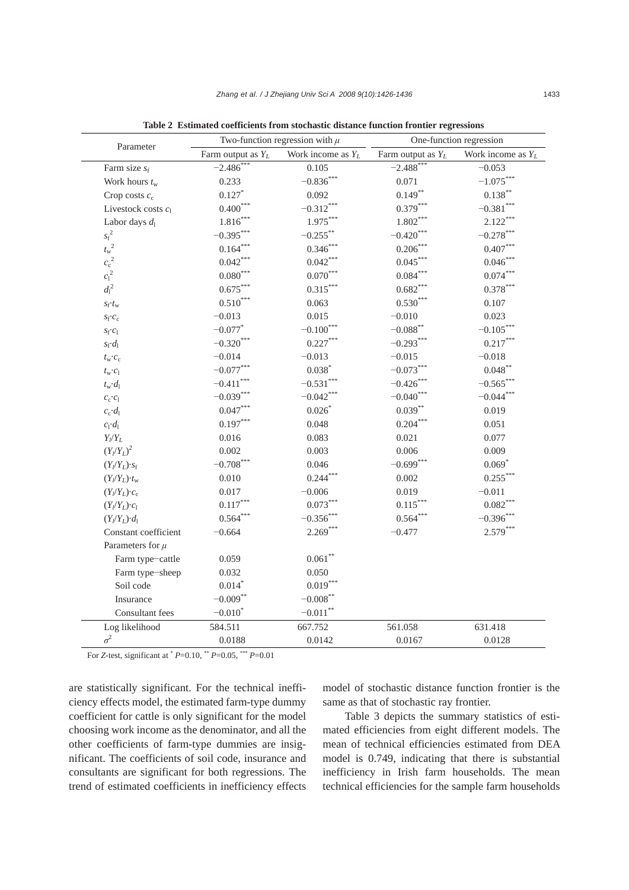**Table 2 Estimated coefficients from stochastic distance function frontier regressions**

| Parameter | Two-function regression with $\mu$ | | One-function regression | |
|---|---|---|---|---|
| | Farm output as $Y_L$ | Work income as $Y_L$ | Farm output as $Y_L$ | Work income as $Y_L$ |
| Farm size $s_f$ | $-2.486^{***}$ | 0.105 | $-2.488^{***}$ | $-0.053$ |
| Work hours $t_w$ | 0.233 | $-0.836^{***}$ | 0.071 | $-1.075^{***}$ |
| Crop costs $c_c$ | $0.127^{*}$ | 0.092 | $0.149^{**}$ | $0.138^{**}$ |
| Livestock costs $c_l$ | $0.400^{***}$ | $-0.312^{***}$ | $0.379^{***}$ | $-0.381^{***}$ |
| Labor days $d_l$ | $1.816^{***}$ | $1.975^{***}$ | $1.802^{***}$ | $2.122^{***}$ |
| $s_f^2$ | $-0.395^{***}$ | $-0.255^{**}$ | $-0.420^{***}$ | $-0.278^{***}$ |
| $t_w^2$ | $0.164^{***}$ | $0.346^{***}$ | $0.206^{***}$ | $0.407^{***}$ |
| $c_c^2$ | $0.042^{***}$ | $0.042^{***}$ | $0.045^{***}$ | $0.046^{***}$ |
| $c_l^2$ | $0.080^{***}$ | $0.070^{***}$ | $0.084^{***}$ | $0.074^{***}$ |
| $d_l^2$ | $0.675^{***}$ | $0.315^{***}$ | $0.682^{***}$ | $0.378^{***}$ |
| $s_f \cdot t_w$ | $0.510^{***}$ | 0.063 | $0.530^{***}$ | 0.107 |
| $s_f \cdot c_c$ | $-0.013$ | 0.015 | $-0.010$ | 0.023 |
| $s_f \cdot c_l$ | $-0.077^{*}$ | $-0.100^{***}$ | $-0.088^{**}$ | $-0.105^{***}$ |
| $s_f \cdot d_l$ | $-0.320^{***}$ | $0.227^{***}$ | $-0.293^{***}$ | $0.217^{***}$ |
| $t_w \cdot c_c$ | $-0.014$ | $-0.013$ | $-0.015$ | $-0.018$ |
| $t_w \cdot c_l$ | $-0.077^{***}$ | $0.038^{*}$ | $-0.073^{***}$ | $0.048^{**}$ |
| $t_w \cdot d_l$ | $-0.411^{***}$ | $-0.531^{***}$ | $-0.426^{***}$ | $-0.565^{***}$ |
| $c_c \cdot c_l$ | $-0.039^{***}$ | $-0.042^{***}$ | $-0.040^{***}$ | $-0.044^{***}$ |
| $c_c \cdot d_l$ | $0.047^{***}$ | $0.026^{*}$ | $0.039^{**}$ | 0.019 |
| $c_l \cdot d_l$ | $0.197^{***}$ | 0.048 | $0.204^{***}$ | 0.051 |
| $Y_l/Y_L$ | 0.016 | 0.083 | 0.021 | 0.077 |
| $(Y_l/Y_L)^2$ | 0.002 | 0.003 | 0.006 | 0.009 |
| $(Y_l/Y_L)\cdot s_f$ | $-0.708^{***}$ | 0.046 | $-0.699^{***}$ | $0.069^{*}$ |
| $(Y_l/Y_L)\cdot t_w$ | 0.010 | $0.244^{***}$ | 0.002 | $0.255^{***}$ |
| $(Y_l/Y_L)\cdot c_c$ | 0.017 | $-0.006$ | 0.019 | $-0.011$ |
| $(Y_l/Y_L)\cdot c_l$ | $0.117^{***}$ | $0.073^{***}$ | $0.115^{***}$ | $0.082^{***}$ |
| $(Y_l/Y_L)\cdot d_l$ | $0.564^{***}$ | $-0.356^{***}$ | $0.564^{***}$ | $-0.396^{***}$ |
| Constant coefficient | $-0.664$ | $2.269^{***}$ | $-0.477$ | $2.579^{***}$ |
| Parameters for $\mu$ | | | | |
| Farm type−cattle | 0.059 | $0.061^{**}$ | | |
| Farm type−sheep | 0.032 | 0.050 | | |
| Soil code | $0.014^{*}$ | $0.019^{***}$ | | |
| Insurance | $-0.009^{**}$ | $-0.008^{**}$ | | |
| Consultant fees | $-0.010^{*}$ | $-0.011^{**}$ | | |
| Log likelihood | 584.511 | 667.752 | 561.058 | 631.418 |
| $\sigma^2$ | 0.0188 | 0.0142 | 0.0167 | 0.0128 |

For $Z$-test, significant at $^{*}$ $P$=0.10, $^{**}$ $P$=0.05, $^{***}$ $P$=0.01

are statistically significant. For the technical inefficiency effects model, the estimated farm-type dummy coefficient for cattle is only significant for the model choosing work income as the denominator, and all the other coefficients of farm-type dummies are insignificant. The coefficients of soil code, insurance and consultants are significant for both regressions. The trend of estimated coefficients in inefficiency effects model of stochastic distance function frontier is the same as that of stochastic ray frontier.

Table 3 depicts the summary statistics of estimated efficiencies from eight different models. The mean of technical efficiencies estimated from DEA model is 0.749, indicating that there is substantial inefficiency in Irish farm households. The mean technical efficiencies for the sample farm households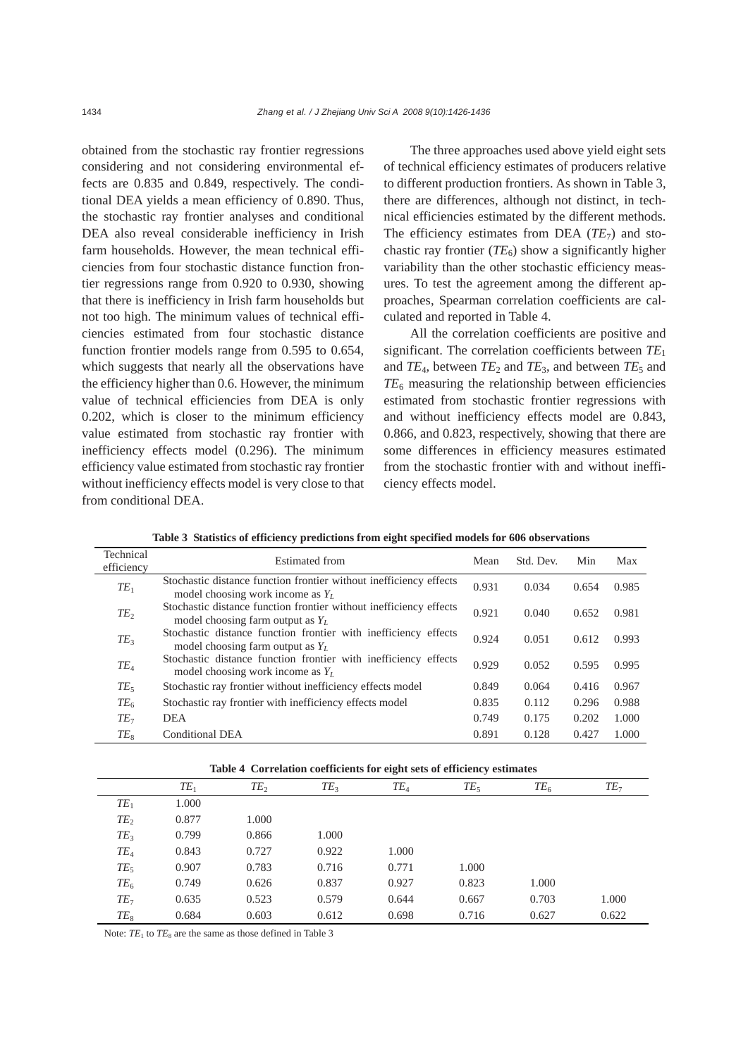obtained from the stochastic ray frontier regressions considering and not considering environmental effects are 0.835 and 0.849, respectively. The conditional DEA yields a mean efficiency of 0.890. Thus, the stochastic ray frontier analyses and conditional DEA also reveal considerable inefficiency in Irish farm households. However, the mean technical efficiencies from four stochastic distance function frontier regressions range from 0.920 to 0.930, showing that there is inefficiency in Irish farm households but not too high. The minimum values of technical efficiencies estimated from four stochastic distance function frontier models range from 0.595 to 0.654, which suggests that nearly all the observations have the efficiency higher than 0.6. However, the minimum value of technical efficiencies from DEA is only 0.202, which is closer to the minimum efficiency value estimated from stochastic ray frontier with inefficiency effects model (0.296). The minimum efficiency value estimated from stochastic ray frontier without inefficiency effects model is very close to that from conditional DEA.

The three approaches used above yield eight sets of technical efficiency estimates of producers relative to different production frontiers. As shown in Table 3, there are differences, although not distinct, in technical efficiencies estimated by the different methods. The efficiency estimates from DEA ($TE_7$) and stochastic ray frontier ($TE_6$) show a significantly higher variability than the other stochastic efficiency measures. To test the agreement among the different approaches, Spearman correlation coefficients are calculated and reported in Table 4.

All the correlation coefficients are positive and significant. The correlation coefficients between $TE_1$ and $TE_4$, between $TE_2$ and $TE_3$, and between $TE_5$ and $TE_6$ measuring the relationship between efficiencies estimated from stochastic frontier regressions with and without inefficiency effects model are 0.843, 0.866, and 0.823, respectively, showing that there are some differences in efficiency measures estimated from the stochastic frontier with and without inefficiency effects model.

**Table 3 Statistics of efficiency predictions from eight specified models for 606 observations**

| Technical efficiency | Estimated from | Mean | Std. Dev. | Min | Max |
|---|---|---|---|---|---|
| $TE_1$ | Stochastic distance function frontier without inefficiency effects model choosing work income as $Y_L$ | 0.931 | 0.034 | 0.654 | 0.985 |
| $TE_2$ | Stochastic distance function frontier without inefficiency effects model choosing farm output as $Y_L$ | 0.921 | 0.040 | 0.652 | 0.981 |
| $TE_3$ | Stochastic distance function frontier with inefficiency effects model choosing farm output as $Y_L$ | 0.924 | 0.051 | 0.612 | 0.993 |
| $TE_4$ | Stochastic distance function frontier with inefficiency effects model choosing work income as $Y_L$ | 0.929 | 0.052 | 0.595 | 0.995 |
| $TE_5$ | Stochastic ray frontier without inefficiency effects model | 0.849 | 0.064 | 0.416 | 0.967 |
| $TE_6$ | Stochastic ray frontier with inefficiency effects model | 0.835 | 0.112 | 0.296 | 0.988 |
| $TE_7$ | DEA | 0.749 | 0.175 | 0.202 | 1.000 |
| $TE_8$ | Conditional DEA | 0.891 | 0.128 | 0.427 | 1.000 |

**Table 4 Correlation coefficients for eight sets of efficiency estimates**

| | $TE_1$ | $TE_2$ | $TE_3$ | $TE_4$ | $TE_5$ | $TE_6$ | $TE_7$ |
|---|---|---|---|---|---|---|---|
| $TE_1$ | 1.000 | | | | | | |
| $TE_2$ | 0.877 | 1.000 | | | | | |
| $TE_3$ | 0.799 | 0.866 | 1.000 | | | | |
| $TE_4$ | 0.843 | 0.727 | 0.922 | 1.000 | | | |
| $TE_5$ | 0.907 | 0.783 | 0.716 | 0.771 | 1.000 | | |
| $TE_6$ | 0.749 | 0.626 | 0.837 | 0.927 | 0.823 | 1.000 | |
| $TE_7$ | 0.635 | 0.523 | 0.579 | 0.644 | 0.667 | 0.703 | 1.000 |
| $TE_8$ | 0.684 | 0.603 | 0.612 | 0.698 | 0.716 | 0.627 | 0.622 |

Note: $TE_1$ to $TE_8$ are the same as those defined in Table 3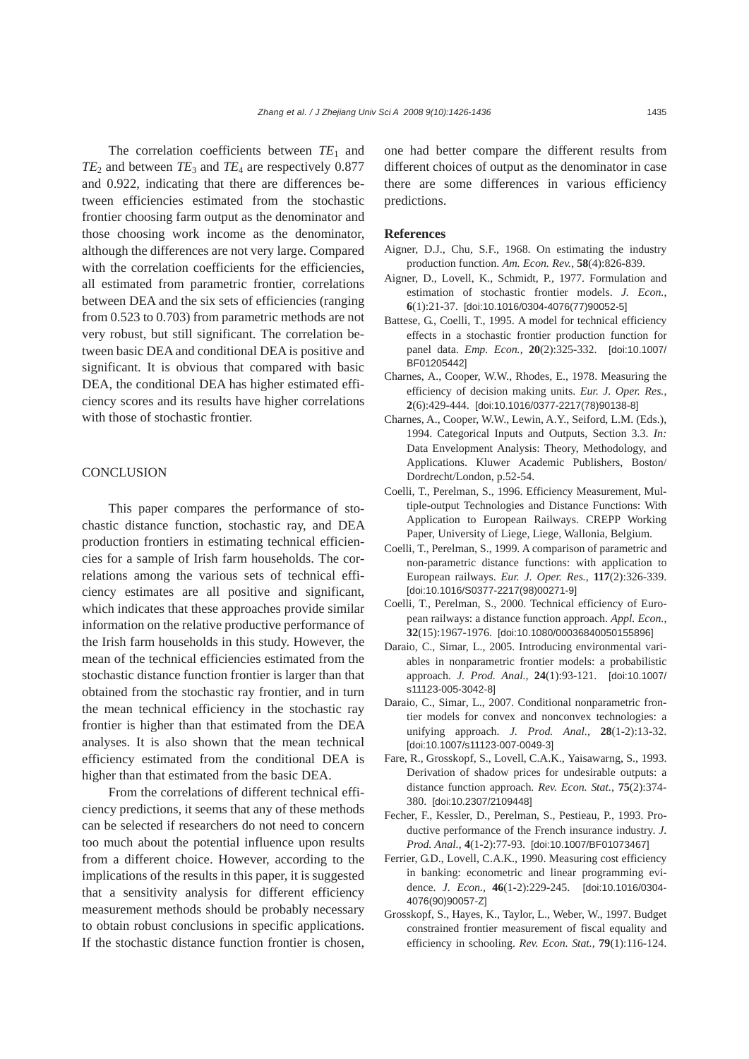The correlation coefficients between $TE_1$ and $TE_2$ and between $TE_3$ and $TE_4$ are respectively 0.877 and 0.922, indicating that there are differences between efficiencies estimated from the stochastic frontier choosing farm output as the denominator and those choosing work income as the denominator, although the differences are not very large. Compared with the correlation coefficients for the efficiencies, all estimated from parametric frontier, correlations between DEA and the six sets of efficiencies (ranging from 0.523 to 0.703) from parametric methods are not very robust, but still significant. The correlation between basic DEA and conditional DEA is positive and significant. It is obvious that compared with basic DEA, the conditional DEA has higher estimated efficiency scores and its results have higher correlations with those of stochastic frontier.

## CONCLUSION

This paper compares the performance of stochastic distance function, stochastic ray, and DEA production frontiers in estimating technical efficiencies for a sample of Irish farm households. The correlations among the various sets of technical efficiency estimates are all positive and significant, which indicates that these approaches provide similar information on the relative productive performance of the Irish farm households in this study. However, the mean of the technical efficiencies estimated from the stochastic distance function frontier is larger than that obtained from the stochastic ray frontier, and in turn the mean technical efficiency in the stochastic ray frontier is higher than that estimated from the DEA analyses. It is also shown that the mean technical efficiency estimated from the conditional DEA is higher than that estimated from the basic DEA.

From the correlations of different technical efficiency predictions, it seems that any of these methods can be selected if researchers do not need to concern too much about the potential influence upon results from a different choice. However, according to the implications of the results in this paper, it is suggested that a sensitivity analysis for different efficiency measurement methods should be probably necessary to obtain robust conclusions in specific applications. If the stochastic distance function frontier is chosen, one had better compare the different results from different choices of output as the denominator in case there are some differences in various efficiency predictions.

## References

Aigner, D.J., Chu, S.F., 1968. On estimating the industry production function. *Am. Econ. Rev.*, **58**(4):826-839.

Aigner, D., Lovell, K., Schmidt, P., 1977. Formulation and estimation of stochastic frontier models. *J. Econ.*, **6**(1):21-37. [doi:10.1016/0304-4076(77)90052-5]

Battese, G., Coelli, T., 1995. A model for technical efficiency effects in a stochastic frontier production function for panel data. *Emp. Econ.*, **20**(2):325-332. [doi:10.1007/BF01205442]

Charnes, A., Cooper, W.W., Rhodes, E., 1978. Measuring the efficiency of decision making units. *Eur. J. Oper. Res.*, **2**(6):429-444. [doi:10.1016/0377-2217(78)90138-8]

Charnes, A., Cooper, W.W., Lewin, A.Y., Seiford, L.M. (Eds.), 1994. Categorical Inputs and Outputs, Section 3.3. *In:* Data Envelopment Analysis: Theory, Methodology, and Applications. Kluwer Academic Publishers, Boston/Dordrecht/London, p.52-54.

Coelli, T., Perelman, S., 1996. Efficiency Measurement, Multiple-output Technologies and Distance Functions: With Application to European Railways. CREPP Working Paper, University of Liege, Liege, Wallonia, Belgium.

Coelli, T., Perelman, S., 1999. A comparison of parametric and non-parametric distance functions: with application to European railways. *Eur. J. Oper. Res.*, **117**(2):326-339. [doi:10.1016/S0377-2217(98)00271-9]

Coelli, T., Perelman, S., 2000. Technical efficiency of European railways: a distance function approach. *Appl. Econ.*, **32**(15):1967-1976. [doi:10.1080/00036840050155896]

Daraio, C., Simar, L., 2005. Introducing environmental variables in nonparametric frontier models: a probabilistic approach. *J. Prod. Anal.*, **24**(1):93-121. [doi:10.1007/s11123-005-3042-8]

Daraio, C., Simar, L., 2007. Conditional nonparametric frontier models for convex and nonconvex technologies: a unifying approach. *J. Prod. Anal.*, **28**(1-2):13-32. [doi:10.1007/s11123-007-0049-3]

Fare, R., Grosskopf, S., Lovell, C.A.K., Yaisawarng, S., 1993. Derivation of shadow prices for undesirable outputs: a distance function approach. *Rev. Econ. Stat.*, **75**(2):374-380. [doi:10.2307/2109448]

Fecher, F., Kessler, D., Perelman, S., Pestieau, P., 1993. Productive performance of the French insurance industry. *J. Prod. Anal.*, **4**(1-2):77-93. [doi:10.1007/BF01073467]

Ferrier, G.D., Lovell, C.A.K., 1990. Measuring cost efficiency in banking: econometric and linear programming evidence. *J. Econ.*, **46**(1-2):229-245. [doi:10.1016/0304-4076(90)90057-Z]

Grosskopf, S., Hayes, K., Taylor, L., Weber, W., 1997. Budget constrained frontier measurement of fiscal equality and efficiency in schooling. *Rev. Econ. Stat.*, **79**(1):116-124.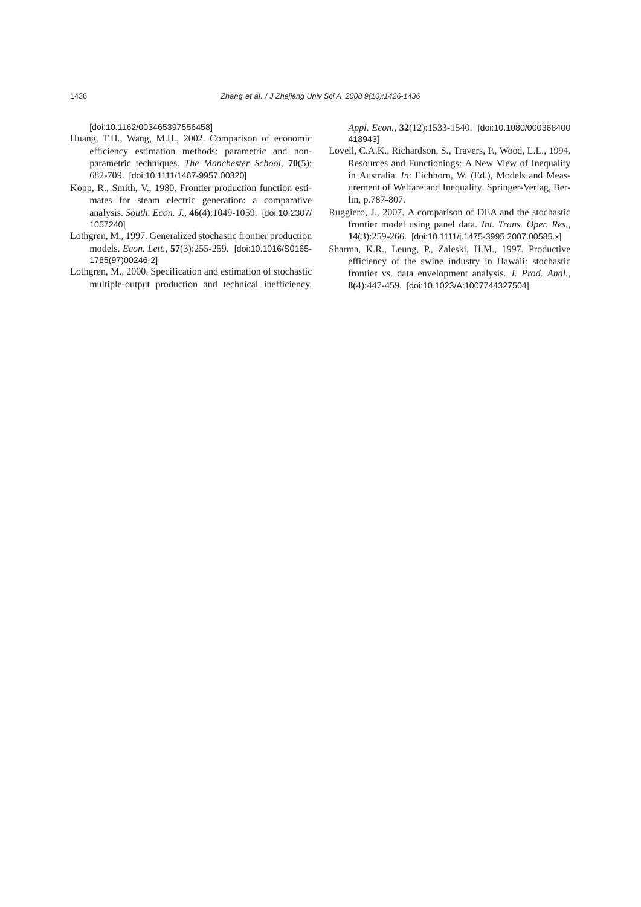[doi:10.1162/003465397556458]

Huang, T.H., Wang, M.H., 2002. Comparison of economic efficiency estimation methods: parametric and non-parametric techniques. *The Manchester School*, **70**(5): 682-709. [doi:10.1111/1467-9957.00320]

Kopp, R., Smith, V., 1980. Frontier production function estimates for steam electric generation: a comparative analysis. *South. Econ. J.*, **46**(4):1049-1059. [doi:10.2307/1057240]

Lothgren, M., 1997. Generalized stochastic frontier production models. *Econ. Lett.*, **57**(3):255-259. [doi:10.1016/S0165-1765(97)00246-2]

Lothgren, M., 2000. Specification and estimation of stochastic multiple-output production and technical inefficiency. *Appl. Econ.*, **32**(12):1533-1540. [doi:10.1080/000368400418943]

Lovell, C.A.K., Richardson, S., Travers, P., Wood, L.L., 1994. Resources and Functionings: A New View of Inequality in Australia. *In*: Eichhorn, W. (Ed.), Models and Measurement of Welfare and Inequality. Springer-Verlag, Berlin, p.787-807.

Ruggiero, J., 2007. A comparison of DEA and the stochastic frontier model using panel data. *Int. Trans. Oper. Res.*, **14**(3):259-266. [doi:10.1111/j.1475-3995.2007.00585.x]

Sharma, K.R., Leung, P., Zaleski, H.M., 1997. Productive efficiency of the swine industry in Hawaii: stochastic frontier vs. data envelopment analysis. *J. Prod. Anal.*, **8**(4):447-459. [doi:10.1023/A:1007744327504]